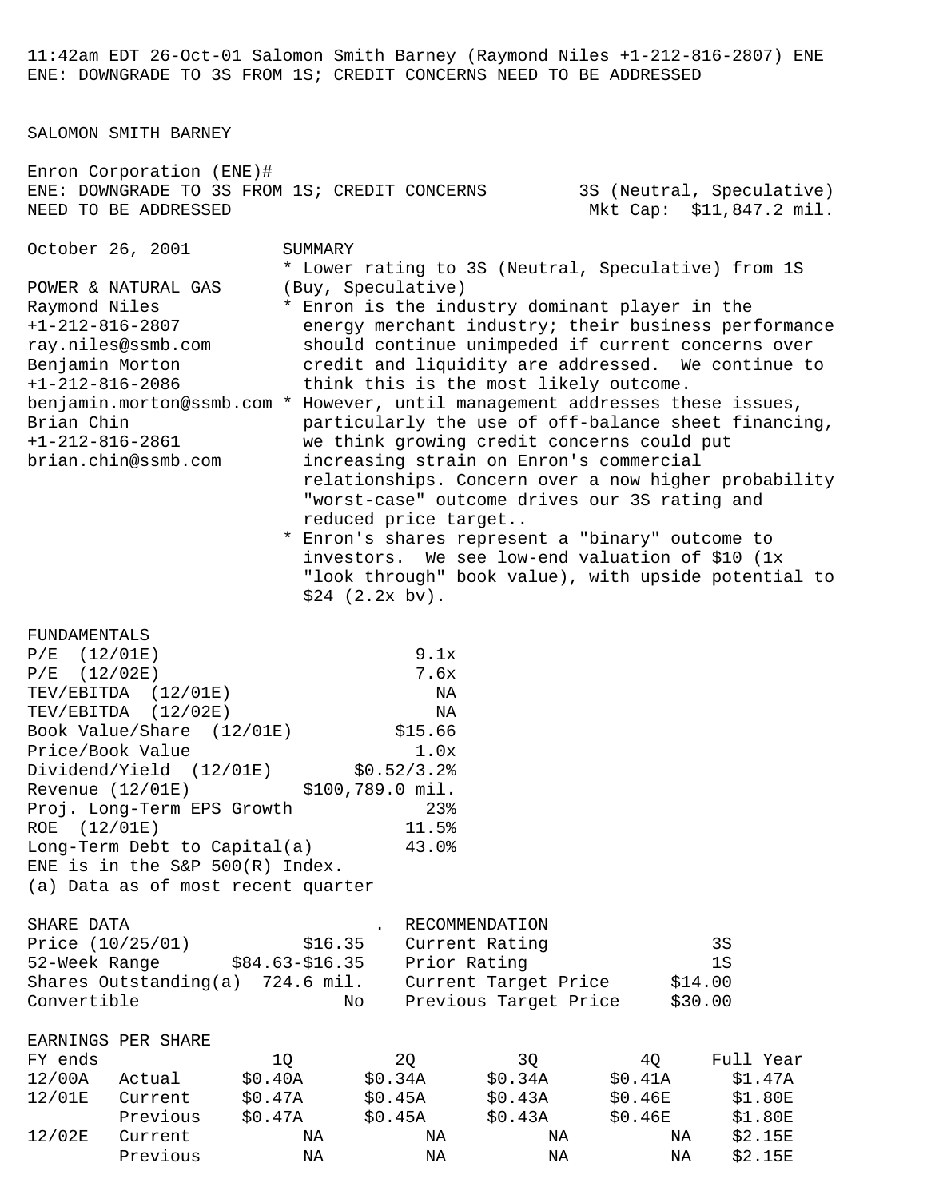11:42am EDT 26-Oct-01 Salomon Smith Barney (Raymond Niles +1-212-816-2807) ENE
ENE: DOWNGRADE TO 3S FROM 1S; CREDIT CONCERNS NEED TO BE ADDRESSED

SALOMON SMITH BARNEY

Enron Corporation (ENE)#

# ENE: DOWNGRADE TO 3S FROM 1S; CREDIT CONCERNS NEED TO BE ADDRESSED

3S (Neutral, Speculative)
Mkt Cap: $11,847.2 mil.

October 26, 2001

POWER & NATURAL GAS
Raymond Niles
+1-212-816-2807
ray.niles@ssmb.com
Benjamin Morton
+1-212-816-2086
benjamin.morton@ssmb.com
Brian Chin
+1-212-816-2861
brian.chin@ssmb.com

## SUMMARY

* Lower rating to 3S (Neutral, Speculative) from 1S (Buy, Speculative)
* Enron is the industry dominant player in the energy merchant industry; their business performance should continue unimpeded if current concerns over credit and liquidity are addressed. We continue to think this is the most likely outcome.
* However, until management addresses these issues, particularly the use of off-balance sheet financing, we think growing credit concerns could put increasing strain on Enron's commercial relationships. Concern over a now higher probability "worst-case" outcome drives our 3S rating and reduced price target..
* Enron's shares represent a "binary" outcome to investors. We see low-end valuation of $10 (1x "look through" book value), with upside potential to $24 (2.2x bv).

## FUNDAMENTALS

| | |
|---|---|
| P/E (12/01E) | 9.1x |
| P/E (12/02E) | 7.6x |
| TEV/EBITDA (12/01E) | NA |
| TEV/EBITDA (12/02E) | NA |
| Book Value/Share (12/01E) | $15.66 |
| Price/Book Value | 1.0x |
| Dividend/Yield (12/01E) | $0.52/3.2% |
| Revenue (12/01E) | $100,789.0 mil. |
| Proj. Long-Term EPS Growth | 23% |
| ROE (12/01E) | 11.5% |
| Long-Term Debt to Capital(a) | 43.0% |

ENE is in the S&P 500(R) Index.
(a) Data as of most recent quarter

## SHARE DATA

| | |
|---|---|
| Price (10/25/01) | $16.35 |
| 52-Week Range | $84.63-$16.35 |
| Shares Outstanding(a) | 724.6 mil. |
| Convertible | No |

## RECOMMENDATION

| | |
|---|---|
| Current Rating | 3S |
| Prior Rating | 1S |
| Current Target Price | $14.00 |
| Previous Target Price | $30.00 |

## EARNINGS PER SHARE

| FY ends | | 1Q | 2Q | 3Q | 4Q | Full Year |
|---|---|---|---|---|---|---|
| 12/00A | Actual | $0.40A | $0.34A | $0.34A | $0.41A | $1.47A |
| 12/01E | Current | $0.47A | $0.45A | $0.43A | $0.46E | $1.80E |
| | Previous | $0.47A | $0.45A | $0.43A | $0.46E | $1.80E |
| 12/02E | Current | NA | NA | NA | NA | $2.15E |
| | Previous | NA | NA | NA | NA | $2.15E |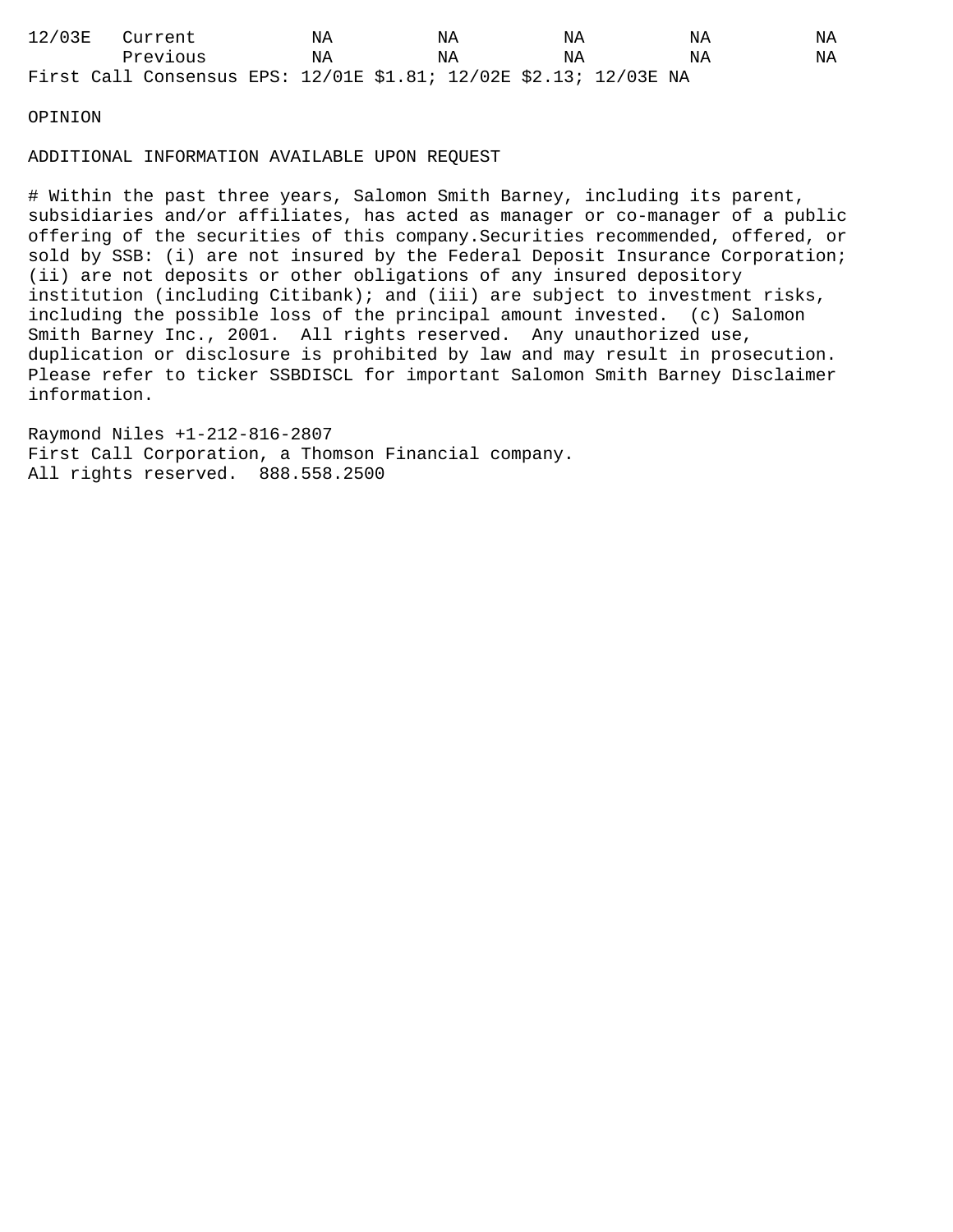| | | | | | | |
|---|---|---|---|---|---|---|
| 12/03E | Current | NA | NA | NA | NA | NA |
| | Previous | NA | NA | NA | NA | NA |

First Call Consensus EPS: 12/01E $1.81; 12/02E $2.13; 12/03E NA

OPINION

ADDITIONAL INFORMATION AVAILABLE UPON REQUEST

# Within the past three years, Salomon Smith Barney, including its parent, subsidiaries and/or affiliates, has acted as manager or co-manager of a public offering of the securities of this company.Securities recommended, offered, or sold by SSB: (i) are not insured by the Federal Deposit Insurance Corporation; (ii) are not deposits or other obligations of any insured depository institution (including Citibank); and (iii) are subject to investment risks, including the possible loss of the principal amount invested. (c) Salomon Smith Barney Inc., 2001. All rights reserved. Any unauthorized use, duplication or disclosure is prohibited by law and may result in prosecution. Please refer to ticker SSBDISCL for important Salomon Smith Barney Disclaimer information.

Raymond Niles +1-212-816-2807
First Call Corporation, a Thomson Financial company.
All rights reserved. 888.558.2500